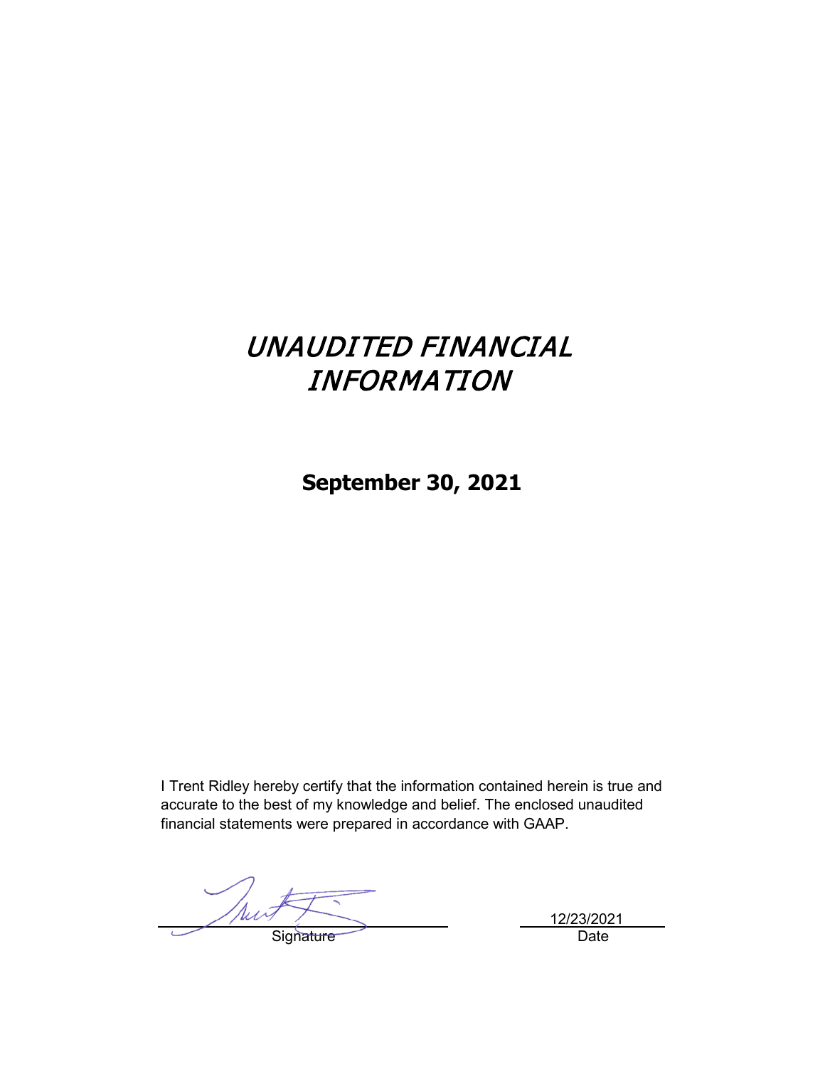# *UNAUDITED FINANCIAL INFORMATION*

**September 30, 2021**

I Trent Ridley hereby certify that the information contained herein is true and accurate to the best of my knowledge and belief. The enclosed unaudited financial statements were prepared in accordance with GAAP.

Signature

12/23/2021
Date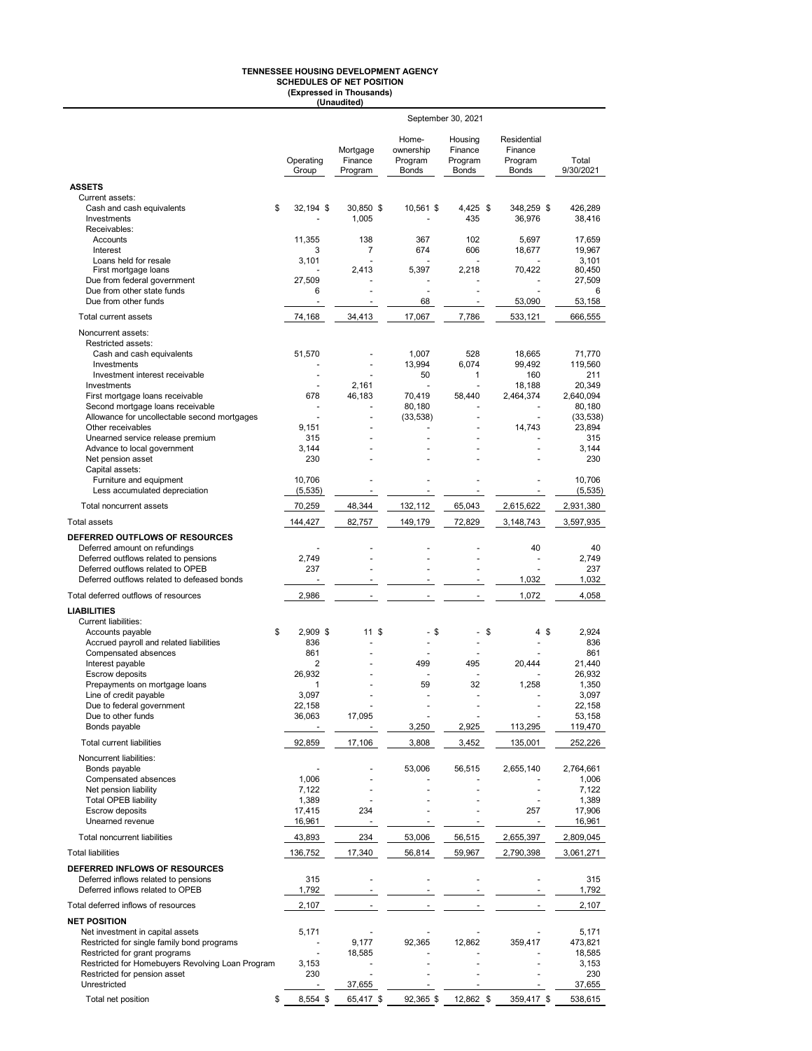# TENNESSEE HOUSING DEVELOPMENT AGENCY
## SCHEDULES OF NET POSITION
### (Expressed in Thousands)
### (Unaudited)

| | September 30, 2021 | | | | | |
|---|---|---|---|---|---|---|
| | Operating Group | Mortgage Finance Program | Home-ownership Program Bonds | Housing Finance Program Bonds | Residential Finance Program Bonds | Total 9/30/2021 |
| **ASSETS** | | | | | | |
| Current assets: | | | | | | |
| Cash and cash equivalents | $ 32,194 | $ 30,850 | $ 10,561 | $ 4,425 | $ 348,259 | $ 426,289 |
| Investments | - | 1,005 | - | 435 | 36,976 | 38,416 |
| Receivables: | | | | | | |
| Accounts | 11,355 | 138 | 367 | 102 | 5,697 | 17,659 |
| Interest | 3 | 7 | 674 | 606 | 18,677 | 19,967 |
| Loans held for resale | 3,101 | - | - | - | - | 3,101 |
| First mortgage loans | - | 2,413 | 5,397 | 2,218 | 70,422 | 80,450 |
| Due from federal government | 27,509 | - | - | - | - | 27,509 |
| Due from other state funds | 6 | - | - | - | - | 6 |
| Due from other funds | - | - | 68 | - | 53,090 | 53,158 |
| Total current assets | 74,168 | 34,413 | 17,067 | 7,786 | 533,121 | 666,555 |
| Noncurrent assets: | | | | | | |
| Restricted assets: | | | | | | |
| Cash and cash equivalents | 51,570 | - | 1,007 | 528 | 18,665 | 71,770 |
| Investments | - | - | 13,994 | 6,074 | 99,492 | 119,560 |
| Investment interest receivable | - | - | 50 | 1 | 160 | 211 |
| Investments | - | 2,161 | - | - | 18,188 | 20,349 |
| First mortgage loans receivable | 678 | 46,183 | 70,419 | 58,440 | 2,464,374 | 2,640,094 |
| Second mortgage loans receivable | - | - | 80,180 | - | - | 80,180 |
| Allowance for uncollectable second mortgages | - | - | (33,538) | - | - | (33,538) |
| Other receivables | 9,151 | - | - | - | 14,743 | 23,894 |
| Unearned service release premium | 315 | - | - | - | - | 315 |
| Advance to local government | 3,144 | - | - | - | - | 3,144 |
| Net pension asset | 230 | - | - | - | - | 230 |
| Capital assets: | | | | | | |
| Furniture and equipment | 10,706 | - | - | - | - | 10,706 |
| Less accumulated depreciation | (5,535) | - | - | - | - | (5,535) |
| Total noncurrent assets | 70,259 | 48,344 | 132,112 | 65,043 | 2,615,622 | 2,931,380 |
| Total assets | 144,427 | 82,757 | 149,179 | 72,829 | 3,148,743 | 3,597,935 |
| **DEFERRED OUTFLOWS OF RESOURCES** | | | | | | |
| Deferred amount on refundings | - | - | - | - | 40 | 40 |
| Deferred outflows related to pensions | 2,749 | - | - | - | - | 2,749 |
| Deferred outflows related to OPEB | 237 | - | - | - | - | 237 |
| Deferred outflows related to defeased bonds | - | - | - | - | 1,032 | 1,032 |
| Total deferred outflows of resources | 2,986 | - | - | - | 1,072 | 4,058 |
| **LIABILITIES** | | | | | | |
| Current liabilities: | | | | | | |
| Accounts payable | $ 2,909 | $ 11 | $ - | $ - | $ 4 | $ 2,924 |
| Accrued payroll and related liabilities | 836 | - | - | - | - | 836 |
| Compensated absences | 861 | - | - | - | - | 861 |
| Interest payable | 2 | - | 499 | 495 | 20,444 | 21,440 |
| Escrow deposits | 26,932 | - | - | - | - | 26,932 |
| Prepayments on mortgage loans | 1 | - | 59 | 32 | 1,258 | 1,350 |
| Line of credit payable | 3,097 | - | - | - | - | 3,097 |
| Due to federal government | 22,158 | - | - | - | - | 22,158 |
| Due to other funds | 36,063 | 17,095 | - | - | - | 53,158 |
| Bonds payable | - | - | 3,250 | 2,925 | 113,295 | 119,470 |
| Total current liabilities | 92,859 | 17,106 | 3,808 | 3,452 | 135,001 | 252,226 |
| Noncurrent liabilities: | | | | | | |
| Bonds payable | - | - | 53,006 | 56,515 | 2,655,140 | 2,764,661 |
| Compensated absences | 1,006 | - | - | - | - | 1,006 |
| Net pension liability | 7,122 | - | - | - | - | 7,122 |
| Total OPEB liability | 1,389 | - | - | - | - | 1,389 |
| Escrow deposits | 17,415 | 234 | - | - | 257 | 17,906 |
| Unearned revenue | 16,961 | - | - | - | - | 16,961 |
| Total noncurrent liabilities | 43,893 | 234 | 53,006 | 56,515 | 2,655,397 | 2,809,045 |
| Total liabilities | 136,752 | 17,340 | 56,814 | 59,967 | 2,790,398 | 3,061,271 |
| **DEFERRED INFLOWS OF RESOURCES** | | | | | | |
| Deferred inflows related to pensions | 315 | - | - | - | - | 315 |
| Deferred inflows related to OPEB | 1,792 | - | - | - | - | 1,792 |
| Total deferred inflows of resources | 2,107 | - | - | - | - | 2,107 |
| **NET POSITION** | | | | | | |
| Net investment in capital assets | 5,171 | - | - | - | - | 5,171 |
| Restricted for single family bond programs | - | 9,177 | 92,365 | 12,862 | 359,417 | 473,821 |
| Restricted for grant programs | - | 18,585 | - | - | - | 18,585 |
| Restricted for Homebuyers Revolving Loan Program | 3,153 | - | - | - | - | 3,153 |
| Restricted for pension asset | 230 | - | - | - | - | 230 |
| Unrestricted | - | 37,655 | - | - | - | 37,655 |
| Total net position | $ 8,554 | $ 65,417 | $ 92,365 | $ 12,862 | $ 359,417 | $ 538,615 |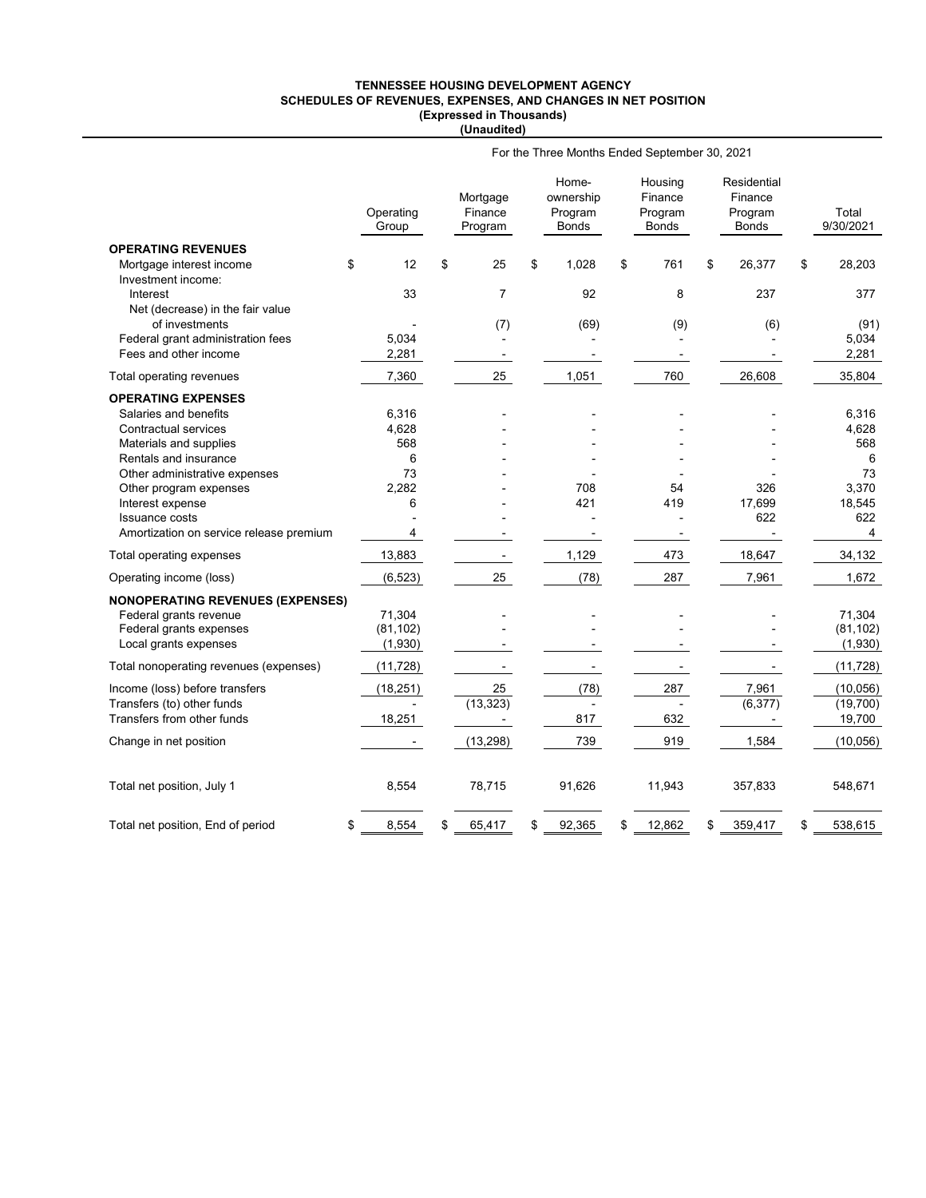**TENNESSEE HOUSING DEVELOPMENT AGENCY**
**SCHEDULES OF REVENUES, EXPENSES, AND CHANGES IN NET POSITION**
**(Expressed in Thousands)**
**(Unaudited)**

For the Three Months Ended September 30, 2021

| | Operating Group | Mortgage Finance Program | Home-ownership Program Bonds | Housing Finance Program Bonds | Residential Finance Program Bonds | Total 9/30/2021 |
|---|---|---|---|---|---|---|
| **OPERATING REVENUES** | | | | | | |
| Mortgage interest income | $ 12 | $ 25 | $ 1,028 | $ 761 | $ 26,377 | $ 28,203 |
| Investment income: | | | | | | |
| Interest | 33 | 7 | 92 | 8 | 237 | 377 |
| Net (decrease) in the fair value of investments | - | (7) | (69) | (9) | (6) | (91) |
| Federal grant administration fees | 5,034 | - | - | - | - | 5,034 |
| Fees and other income | 2,281 | - | - | - | - | 2,281 |
| Total operating revenues | 7,360 | 25 | 1,051 | 760 | 26,608 | 35,804 |
| **OPERATING EXPENSES** | | | | | | |
| Salaries and benefits | 6,316 | - | - | - | - | 6,316 |
| Contractual services | 4,628 | - | - | - | - | 4,628 |
| Materials and supplies | 568 | - | - | - | - | 568 |
| Rentals and insurance | 6 | - | - | - | - | 6 |
| Other administrative expenses | 73 | - | - | - | - | 73 |
| Other program expenses | 2,282 | - | 708 | 54 | 326 | 3,370 |
| Interest expense | 6 | - | 421 | 419 | 17,699 | 18,545 |
| Issuance costs | - | - | - | - | 622 | 622 |
| Amortization on service release premium | 4 | - | - | - | - | 4 |
| Total operating expenses | 13,883 | - | 1,129 | 473 | 18,647 | 34,132 |
| Operating income (loss) | (6,523) | 25 | (78) | 287 | 7,961 | 1,672 |
| **NONOPERATING REVENUES (EXPENSES)** | | | | | | |
| Federal grants revenue | 71,304 | - | - | - | - | 71,304 |
| Federal grants expenses | (81,102) | - | - | - | - | (81,102) |
| Local grants expenses | (1,930) | - | - | - | - | (1,930) |
| Total nonoperating revenues (expenses) | (11,728) | - | - | - | - | (11,728) |
| Income (loss) before transfers | (18,251) | 25 | (78) | 287 | 7,961 | (10,056) |
| Transfers (to) other funds | - | (13,323) | - | - | (6,377) | (19,700) |
| Transfers from other funds | 18,251 | - | 817 | 632 | - | 19,700 |
| Change in net position | - | (13,298) | 739 | 919 | 1,584 | (10,056) |
| Total net position, July 1 | 8,554 | 78,715 | 91,626 | 11,943 | 357,833 | 548,671 |
| Total net position, End of period | $ 8,554 | $ 65,417 | $ 92,365 | $ 12,862 | $ 359,417 | $ 538,615 |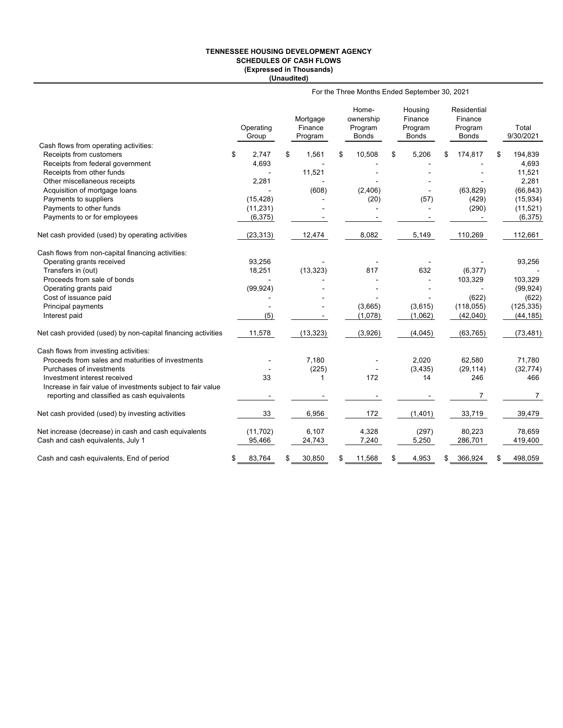# TENNESSEE HOUSING DEVELOPMENT AGENCY
## SCHEDULES OF CASH FLOWS
### (Expressed in Thousands)
### (Unaudited)

For the Three Months Ended September 30, 2021

| | Operating Group | Mortgage Finance Program | Home-ownership Program Bonds | Housing Finance Program Bonds | Residential Finance Program Bonds | Total 9/30/2021 |
|---|---|---|---|---|---|---|
| Cash flows from operating activities: | | | | | | |
| Receipts from customers | $ 2,747 | $ 1,561 | $ 10,508 | $ 5,206 | $ 174,817 | $ 194,839 |
| Receipts from federal government | 4,693 | - | - | - | - | 4,693 |
| Receipts from other funds | - | 11,521 | - | - | - | 11,521 |
| Other miscellaneous receipts | 2,281 | - | - | - | - | 2,281 |
| Acquisition of mortgage loans | - | (608) | (2,406) | - | (63,829) | (66,843) |
| Payments to suppliers | (15,428) | - | (20) | (57) | (429) | (15,934) |
| Payments to other funds | (11,231) | - | - | - | (290) | (11,521) |
| Payments to or for employees | (6,375) | - | - | - | - | (6,375) |
| Net cash provided (used) by operating activities | (23,313) | 12,474 | 8,082 | 5,149 | 110,269 | 112,661 |
| Cash flows from non-capital financing activities: | | | | | | |
| Operating grants received | 93,256 | - | - | - | - | 93,256 |
| Transfers in (out) | 18,251 | (13,323) | 817 | 632 | (6,377) | - |
| Proceeds from sale of bonds | - | - | - | - | 103,329 | 103,329 |
| Operating grants paid | (99,924) | - | - | - | - | (99,924) |
| Cost of issuance paid | - | - | - | - | (622) | (622) |
| Principal payments | - | - | (3,665) | (3,615) | (118,055) | (125,335) |
| Interest paid | (5) | - | (1,078) | (1,062) | (42,040) | (44,185) |
| Net cash provided (used) by non-capital financing activities | 11,578 | (13,323) | (3,926) | (4,045) | (63,765) | (73,481) |
| Cash flows from investing activities: | | | | | | |
| Proceeds from sales and maturities of investments | - | 7,180 | - | 2,020 | 62,580 | 71,780 |
| Purchases of investments | - | (225) | - | (3,435) | (29,114) | (32,774) |
| Investment interest received | 33 | 1 | 172 | 14 | 246 | 466 |
| Increase in fair value of investments subject to fair value reporting and classified as cash equivalents | - | - | - | - | 7 | 7 |
| Net cash provided (used) by investing activities | 33 | 6,956 | 172 | (1,401) | 33,719 | 39,479 |
| Net increase (decrease) in cash and cash equivalents | (11,702) | 6,107 | 4,328 | (297) | 80,223 | 78,659 |
| Cash and cash equivalents, July 1 | 95,466 | 24,743 | 7,240 | 5,250 | 286,701 | 419,400 |
| Cash and cash equivalents, End of period | $ 83,764 | $ 30,850 | $ 11,568 | $ 4,953 | $ 366,924 | $ 498,059 |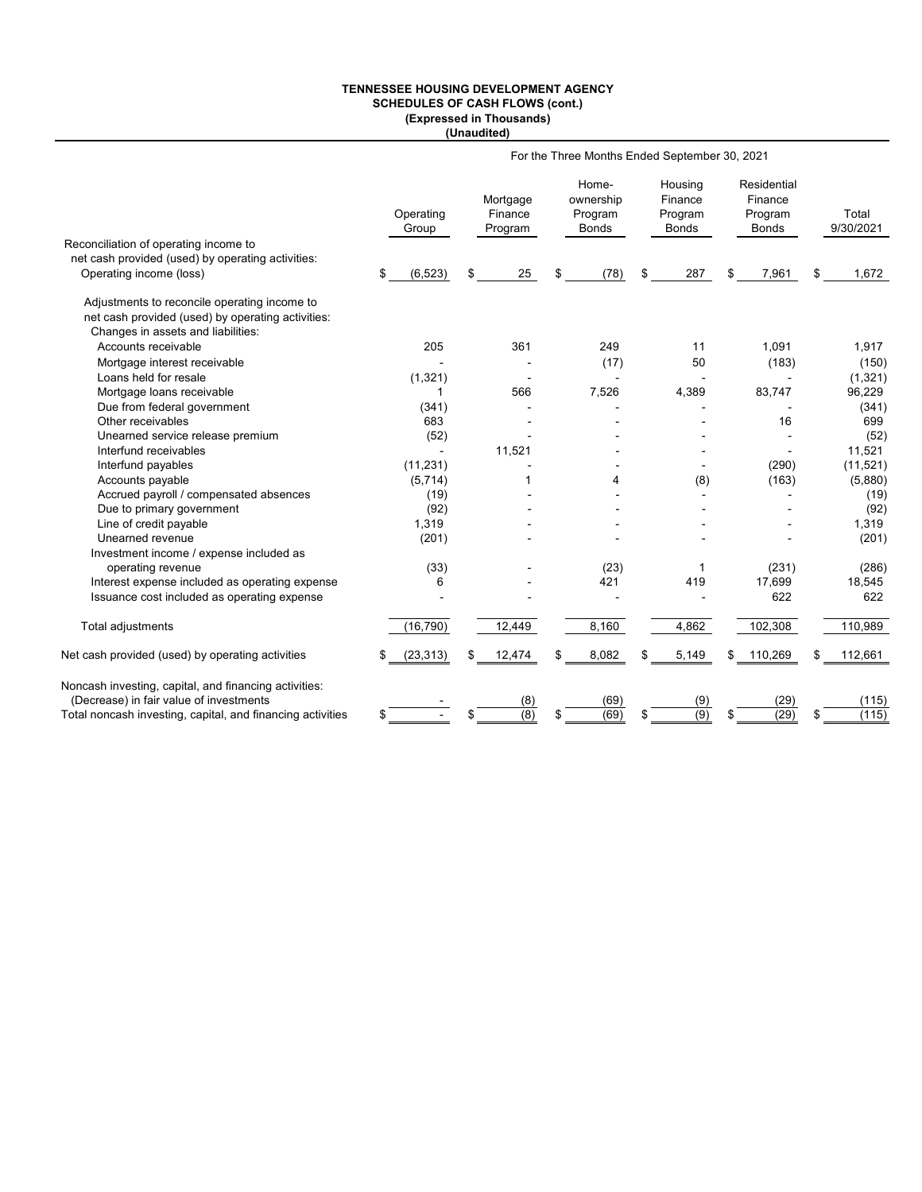**TENNESSEE HOUSING DEVELOPMENT AGENCY**
**SCHEDULES OF CASH FLOWS (cont.)**
**(Expressed in Thousands)**
**(Unaudited)**

| | For the Three Months Ended September 30, 2021 | | | | | |
|---|---|---|---|---|---|---|
| | Operating Group | Mortgage Finance Program | Home-ownership Program Bonds | Housing Finance Program Bonds | Residential Finance Program Bonds | Total 9/30/2021 |
| Reconciliation of operating income to net cash provided (used) by operating activities: | | | | | | |
| Operating income (loss) | $ (6,523) | $ 25 | $ (78) | $ 287 | $ 7,961 | $ 1,672 |
| Adjustments to reconcile operating income to net cash provided (used) by operating activities: | | | | | | |
| Changes in assets and liabilities: | | | | | | |
| Accounts receivable | 205 | 361 | 249 | 11 | 1,091 | 1,917 |
| Mortgage interest receivable | - | - | (17) | 50 | (183) | (150) |
| Loans held for resale | (1,321) | - | - | - | - | (1,321) |
| Mortgage loans receivable | 1 | 566 | 7,526 | 4,389 | 83,747 | 96,229 |
| Due from federal government | (341) | - | - | - | - | (341) |
| Other receivables | 683 | - | - | - | 16 | 699 |
| Unearned service release premium | (52) | - | - | - | - | (52) |
| Interfund receivables | - | 11,521 | - | - | - | 11,521 |
| Interfund payables | (11,231) | - | - | - | (290) | (11,521) |
| Accounts payable | (5,714) | 1 | 4 | (8) | (163) | (5,880) |
| Accrued payroll / compensated absences | (19) | - | - | - | - | (19) |
| Due to primary government | (92) | - | - | - | - | (92) |
| Line of credit payable | 1,319 | - | - | - | - | 1,319 |
| Unearned revenue | (201) | - | - | - | - | (201) |
| Investment income / expense included as operating revenue | (33) | - | (23) | 1 | (231) | (286) |
| Interest expense included as operating expense | 6 | - | 421 | 419 | 17,699 | 18,545 |
| Issuance cost included as operating expense | - | - | - | - | 622 | 622 |
| Total adjustments | (16,790) | 12,449 | 8,160 | 4,862 | 102,308 | 110,989 |
| Net cash provided (used) by operating activities | $ (23,313) | $ 12,474 | $ 8,082 | $ 5,149 | $ 110,269 | $ 112,661 |
| Noncash investing, capital, and financing activities: | | | | | | |
| (Decrease) in fair value of investments | - | (8) | (69) | (9) | (29) | (115) |
| Total noncash investing, capital, and financing activities | $ - | $ (8) | $ (69) | $ (9) | $ (29) | $ (115) |